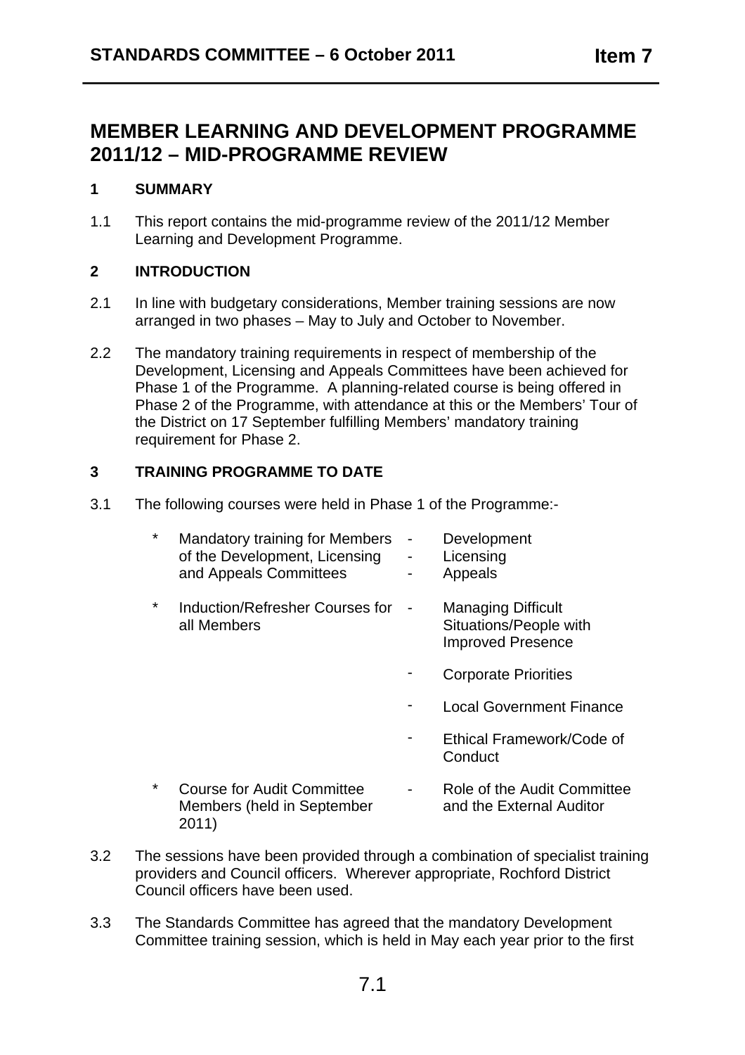# MEMBER LEARNING AND DEVELOPMENT PROGRAMME 2011/12 – MID-PROGRAMME REVIEW

## 1 SUMMARY

1.1 This report contains the mid-programme review of the 2011/12 Member Learning and Development Programme.

## 2 INTRODUCTION

2.1 In line with budgetary considerations, Member training sessions are now arranged in two phases – May to July and October to November.

2.2 The mandatory training requirements in respect of membership of the Development, Licensing and Appeals Committees have been achieved for Phase 1 of the Programme. A planning-related course is being offered in Phase 2 of the Programme, with attendance at this or the Members' Tour of the District on 17 September fulfilling Members' mandatory training requirement for Phase 2.

## 3 TRAINING PROGRAMME TO DATE

3.1 The following courses were held in Phase 1 of the Programme:-

- Mandatory training for Members of the Development, Licensing and Appeals Committees
  - Development
  - Licensing
  - Appeals
- Induction/Refresher Courses for all Members
  - Managing Difficult Situations/People with Improved Presence
  - Corporate Priorities
  - Local Government Finance
  - Ethical Framework/Code of Conduct
- Course for Audit Committee Members (held in September 2011)
  - Role of the Audit Committee and the External Auditor

3.2 The sessions have been provided through a combination of specialist training providers and Council officers. Wherever appropriate, Rochford District Council officers have been used.

3.3 The Standards Committee has agreed that the mandatory Development Committee training session, which is held in May each year prior to the first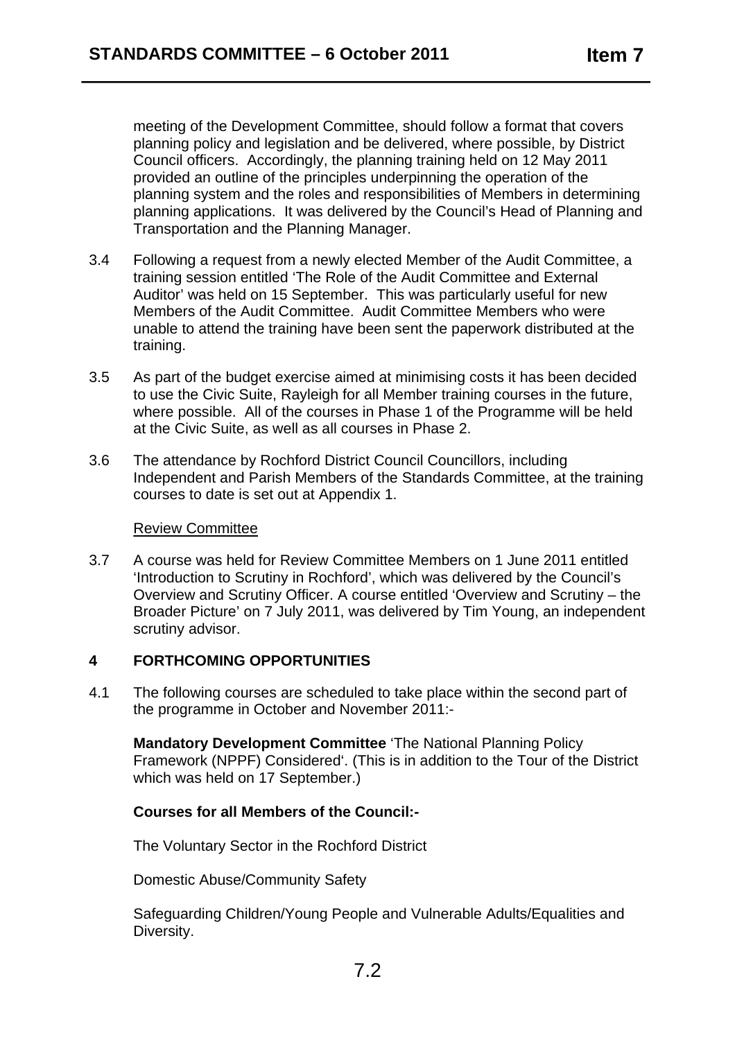meeting of the Development Committee, should follow a format that covers planning policy and legislation and be delivered, where possible, by District Council officers. Accordingly, the planning training held on 12 May 2011 provided an outline of the principles underpinning the operation of the planning system and the roles and responsibilities of Members in determining planning applications. It was delivered by the Council's Head of Planning and Transportation and the Planning Manager.

3.4 Following a request from a newly elected Member of the Audit Committee, a training session entitled 'The Role of the Audit Committee and External Auditor' was held on 15 September. This was particularly useful for new Members of the Audit Committee. Audit Committee Members who were unable to attend the training have been sent the paperwork distributed at the training.

3.5 As part of the budget exercise aimed at minimising costs it has been decided to use the Civic Suite, Rayleigh for all Member training courses in the future, where possible. All of the courses in Phase 1 of the Programme will be held at the Civic Suite, as well as all courses in Phase 2.

3.6 The attendance by Rochford District Council Councillors, including Independent and Parish Members of the Standards Committee, at the training courses to date is set out at Appendix 1.

Review Committee

3.7 A course was held for Review Committee Members on 1 June 2011 entitled 'Introduction to Scrutiny in Rochford', which was delivered by the Council's Overview and Scrutiny Officer. A course entitled 'Overview and Scrutiny – the Broader Picture' on 7 July 2011, was delivered by Tim Young, an independent scrutiny advisor.

## 4 FORTHCOMING OPPORTUNITIES

4.1 The following courses are scheduled to take place within the second part of the programme in October and November 2011:-

**Mandatory Development Committee** 'The National Planning Policy Framework (NPPF) Considered'. (This is in addition to the Tour of the District which was held on 17 September.)

**Courses for all Members of the Council:-**

The Voluntary Sector in the Rochford District

Domestic Abuse/Community Safety

Safeguarding Children/Young People and Vulnerable Adults/Equalities and Diversity.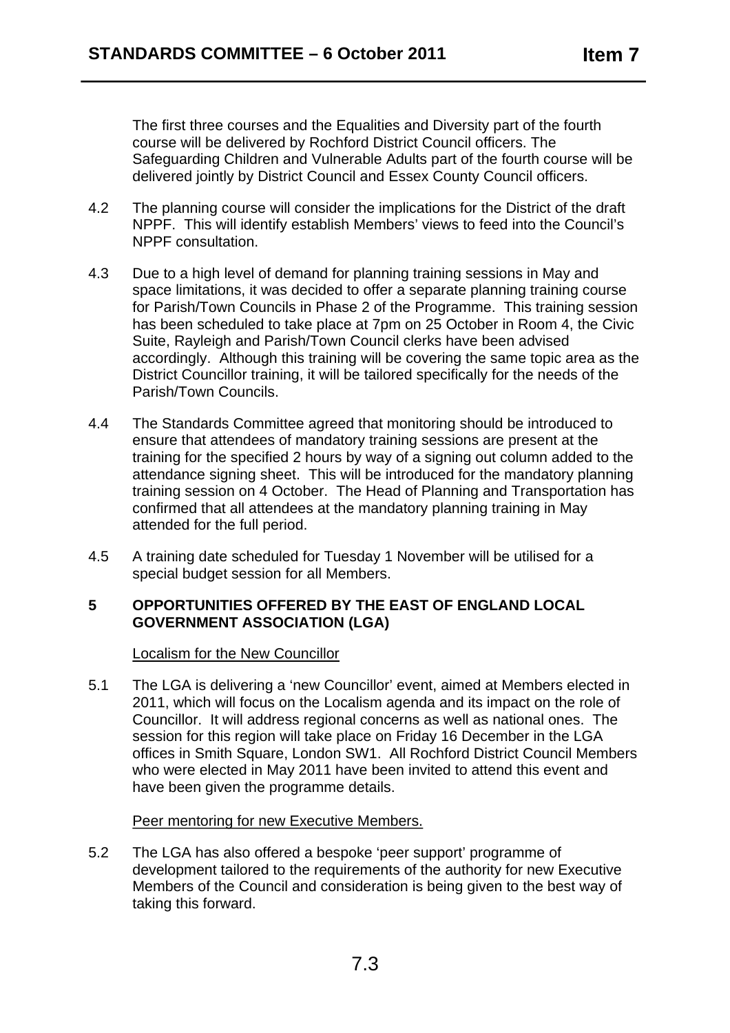The first three courses and the Equalities and Diversity part of the fourth course will be delivered by Rochford District Council officers. The Safeguarding Children and Vulnerable Adults part of the fourth course will be delivered jointly by District Council and Essex County Council officers.

4.2 The planning course will consider the implications for the District of the draft NPPF. This will identify establish Members' views to feed into the Council's NPPF consultation.

4.3 Due to a high level of demand for planning training sessions in May and space limitations, it was decided to offer a separate planning training course for Parish/Town Councils in Phase 2 of the Programme. This training session has been scheduled to take place at 7pm on 25 October in Room 4, the Civic Suite, Rayleigh and Parish/Town Council clerks have been advised accordingly. Although this training will be covering the same topic area as the District Councillor training, it will be tailored specifically for the needs of the Parish/Town Councils.

4.4 The Standards Committee agreed that monitoring should be introduced to ensure that attendees of mandatory training sessions are present at the training for the specified 2 hours by way of a signing out column added to the attendance signing sheet. This will be introduced for the mandatory planning training session on 4 October. The Head of Planning and Transportation has confirmed that all attendees at the mandatory planning training in May attended for the full period.

4.5 A training date scheduled for Tuesday 1 November will be utilised for a special budget session for all Members.

## 5 OPPORTUNITIES OFFERED BY THE EAST OF ENGLAND LOCAL GOVERNMENT ASSOCIATION (LGA)

Localism for the New Councillor

5.1 The LGA is delivering a 'new Councillor' event, aimed at Members elected in 2011, which will focus on the Localism agenda and its impact on the role of Councillor. It will address regional concerns as well as national ones. The session for this region will take place on Friday 16 December in the LGA offices in Smith Square, London SW1. All Rochford District Council Members who were elected in May 2011 have been invited to attend this event and have been given the programme details.

Peer mentoring for new Executive Members.

5.2 The LGA has also offered a bespoke 'peer support' programme of development tailored to the requirements of the authority for new Executive Members of the Council and consideration is being given to the best way of taking this forward.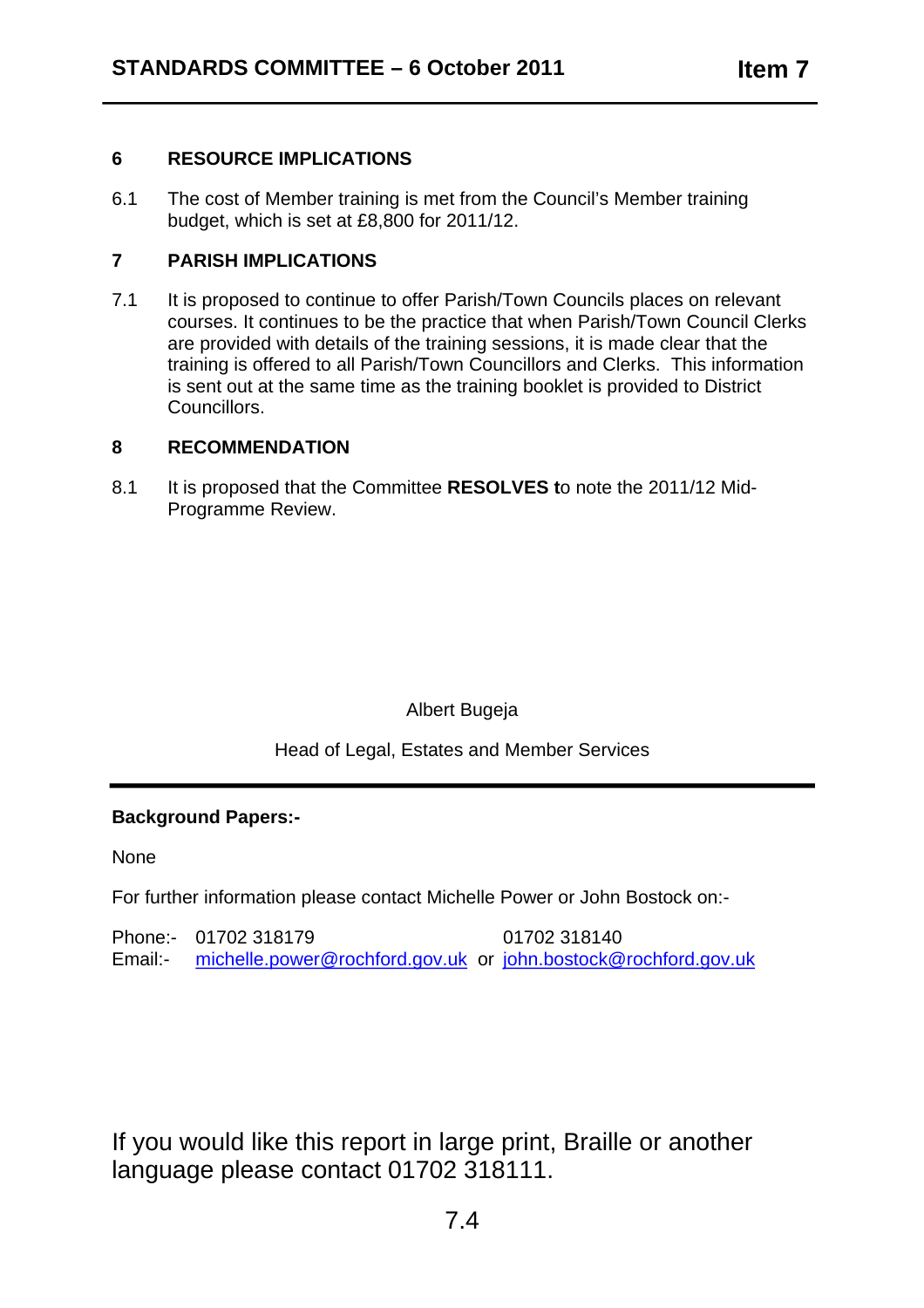## 6 RESOURCE IMPLICATIONS

6.1 The cost of Member training is met from the Council's Member training budget, which is set at £8,800 for 2011/12.

## 7 PARISH IMPLICATIONS

7.1 It is proposed to continue to offer Parish/Town Councils places on relevant courses. It continues to be the practice that when Parish/Town Council Clerks are provided with details of the training sessions, it is made clear that the training is offered to all Parish/Town Councillors and Clerks. This information is sent out at the same time as the training booklet is provided to District Councillors.

## 8 RECOMMENDATION

8.1 It is proposed that the Committee **RESOLVES t**o note the 2011/12 Mid-Programme Review.

Albert Bugeja

Head of Legal, Estates and Member Services

---

**Background Papers:-**

None

For further information please contact Michelle Power or John Bostock on:-

Phone:- 01702 318179 01702 318140
Email:- michelle.power@rochford.gov.uk or john.bostock@rochford.gov.uk

If you would like this report in large print, Braille or another language please contact 01702 318111.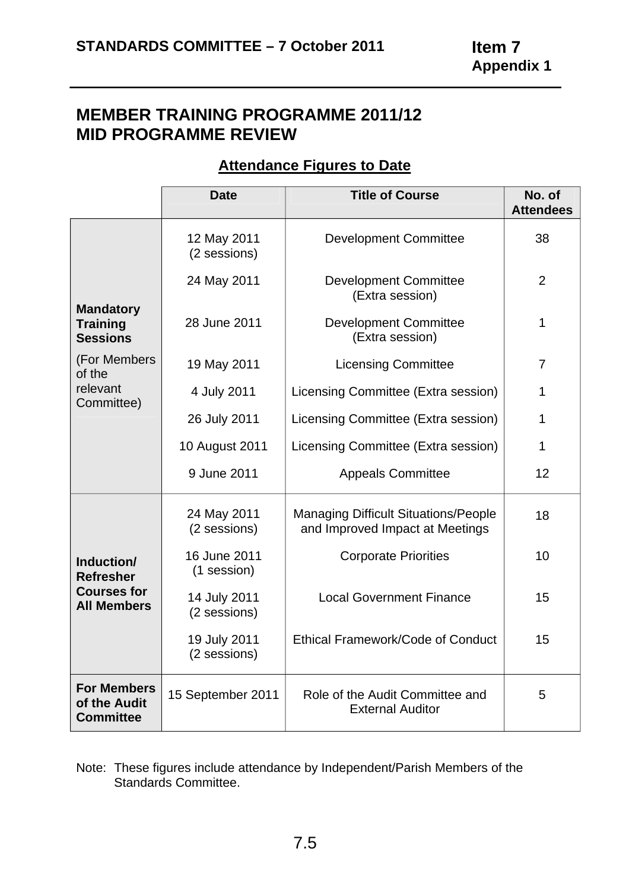STANDARDS COMMITTEE – 7 October 2011

**Item 7**
**Appendix 1**

# MEMBER TRAINING PROGRAMME 2011/12
# MID PROGRAMME REVIEW

## Attendance Figures to Date

| | Date | Title of Course | No. of Attendees |
|---|---|---|---|
| **Mandatory Training Sessions** (For Members of the relevant Committee) | 12 May 2011 (2 sessions) | Development Committee | 38 |
| | 24 May 2011 | Development Committee (Extra session) | 2 |
| | 28 June 2011 | Development Committee (Extra session) | 1 |
| | 19 May 2011 | Licensing Committee | 7 |
| | 4 July 2011 | Licensing Committee (Extra session) | 1 |
| | 26 July 2011 | Licensing Committee (Extra session) | 1 |
| | 10 August 2011 | Licensing Committee (Extra session) | 1 |
| | 9 June 2011 | Appeals Committee | 12 |
| **Induction/ Refresher Courses for All Members** | 24 May 2011 (2 sessions) | Managing Difficult Situations/People and Improved Impact at Meetings | 18 |
| | 16 June 2011 (1 session) | Corporate Priorities | 10 |
| | 14 July 2011 (2 sessions) | Local Government Finance | 15 |
| | 19 July 2011 (2 sessions) | Ethical Framework/Code of Conduct | 15 |
| **For Members of the Audit Committee** | 15 September 2011 | Role of the Audit Committee and External Auditor | 5 |

Note: These figures include attendance by Independent/Parish Members of the Standards Committee.